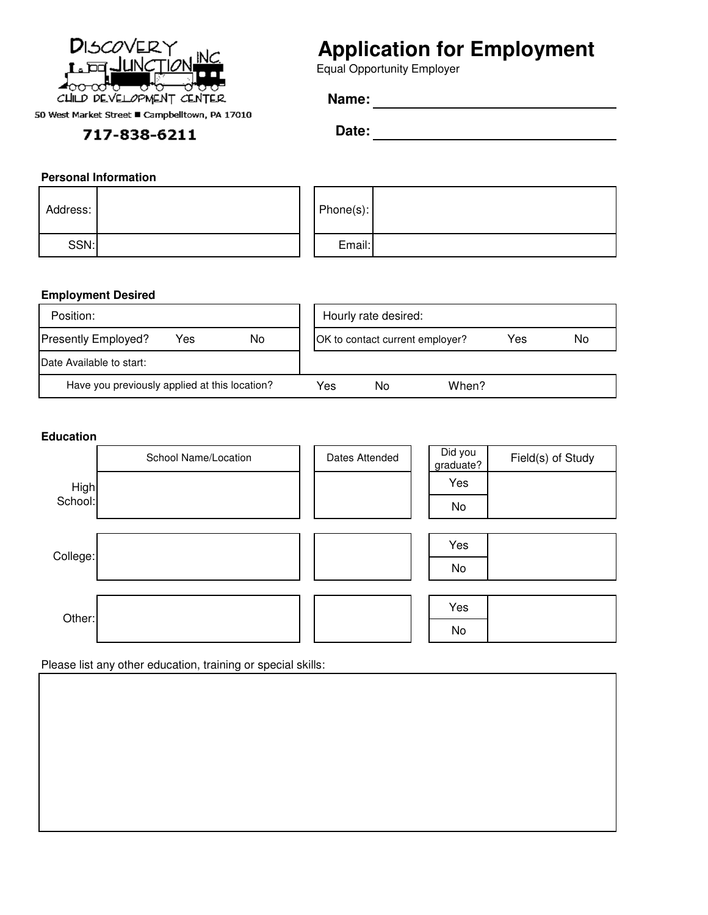DISCOVERY JUNCTION INC.
CHILD DEVELOPMENT CENTER
50 West Market Street ■ Campbelltown, PA 17010
717-838-6211

# Application for Employment

Equal Opportunity Employer

**Name:** ______________________________

**Date:** ______________________________

**Personal Information**

| Address: | | Phone(s): | |
|---|---|---|---|
| SSN: | | Email: | |

**Employment Desired**

| | | | | |
|---|---|---|---|---|
| Position: | | | Hourly rate desired: | |
| Presently Employed? Yes No | | | OK to contact current employer? Yes No | |
| Date Available to start: | | | | |
| Have you previously applied at this location? | Yes | No | When? | |

**Education**

| | School Name/Location | Dates Attended | Did you graduate? | Field(s) of Study |
|---|---|---|---|---|
| High School: | | | Yes / No | |
| College: | | | Yes / No | |
| Other: | | | Yes / No | |

Please list any other education, training or special skills: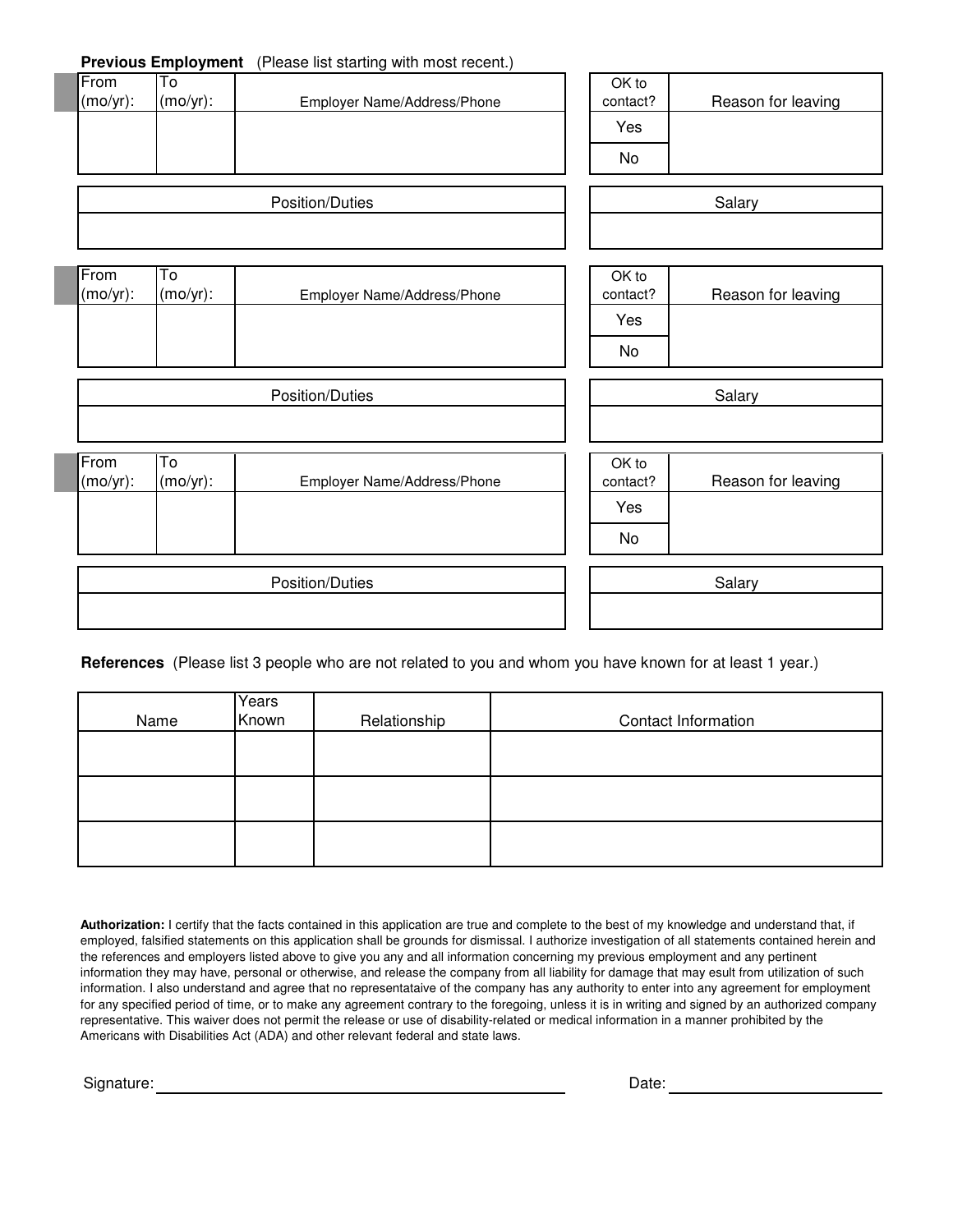**Previous Employment** (Please list starting with most recent.)

| From (mo/yr): | To (mo/yr): | Employer Name/Address/Phone | OK to contact? | Reason for leaving |
|---|---|---|---|---|
| | | | Yes | |
| | | | No | |

| Position/Duties | Salary |
|---|---|
| | |

| From (mo/yr): | To (mo/yr): | Employer Name/Address/Phone | OK to contact? | Reason for leaving |
|---|---|---|---|---|
| | | | Yes | |
| | | | No | |

| Position/Duties | Salary |
|---|---|
| | |

| From (mo/yr): | To (mo/yr): | Employer Name/Address/Phone | OK to contact? | Reason for leaving |
|---|---|---|---|---|
| | | | Yes | |
| | | | No | |

| Position/Duties | Salary |
|---|---|
| | |

**References** (Please list 3 people who are not related to you and whom you have known for at least 1 year.)

| Name | Years Known | Relationship | Contact Information |
|---|---|---|---|
| | | | |
| | | | |
| | | | |

**Authorization:** I certify that the facts contained in this application are true and complete to the best of my knowledge and understand that, if employed, falsified statements on this application shall be grounds for dismissal. I authorize investigation of all statements contained herein and the references and employers listed above to give you any and all information concerning my previous employment and any pertinent information they may have, personal or otherwise, and release the company from all liability for damage that may esult from utilization of such information. I also understand and agree that no representataive of the company has any authority to enter into any agreement for employment for any specified period of time, or to make any agreement contrary to the foregoing, unless it is in writing and signed by an authorized company representative. This waiver does not permit the release or use of disability-related or medical information in a manner prohibited by the Americans with Disabilities Act (ADA) and other relevant federal and state laws.

Signature: ______________________________ Date: ______________